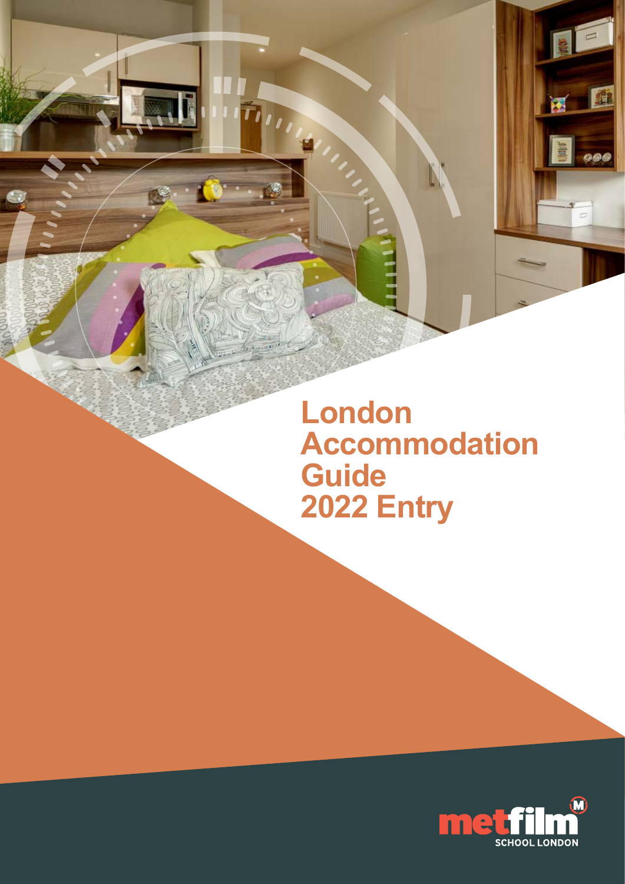# London Accommodation Guide 2022 Entry

metfilm SCHOOL LONDON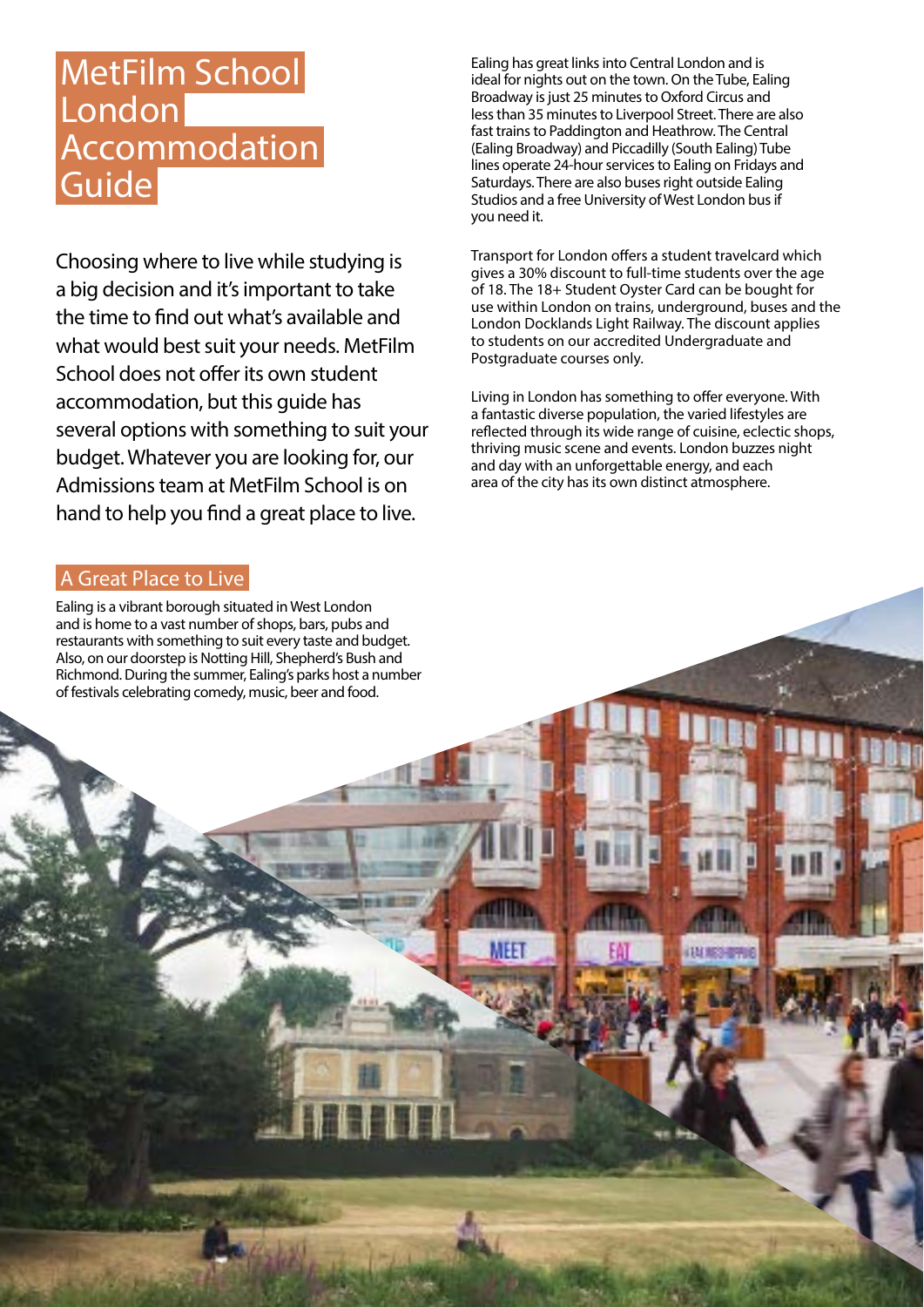# MetFilm School London Accommodation Guide

Choosing where to live while studying is a big decision and it's important to take the time to find out what's available and what would best suit your needs. MetFilm School does not offer its own student accommodation, but this guide has several options with something to suit your budget. Whatever you are looking for, our Admissions team at MetFilm School is on hand to help you find a great place to live.

## A Great Place to Live

Ealing is a vibrant borough situated in West London and is home to a vast number of shops, bars, pubs and restaurants with something to suit every taste and budget. Also, on our doorstep is Notting Hill, Shepherd's Bush and Richmond. During the summer, Ealing's parks host a number of festivals celebrating comedy, music, beer and food.

Ealing has great links into Central London and is ideal for nights out on the town. On the Tube, Ealing Broadway is just 25 minutes to Oxford Circus and less than 35 minutes to Liverpool Street. There are also fast trains to Paddington and Heathrow. The Central (Ealing Broadway) and Piccadilly (South Ealing) Tube lines operate 24-hour services to Ealing on Fridays and Saturdays. There are also buses right outside Ealing Studios and a free University of West London bus if you need it.

Transport for London offers a student travelcard which gives a 30% discount to full-time students over the age of 18. The 18+ Student Oyster Card can be bought for use within London on trains, underground, buses and the London Docklands Light Railway. The discount applies to students on our accredited Undergraduate and Postgraduate courses only.

Living in London has something to offer everyone. With a fantastic diverse population, the varied lifestyles are reflected through its wide range of cuisine, eclectic shops, thriving music scene and events. London buzzes night and day with an unforgettable energy, and each area of the city has its own distinct atmosphere.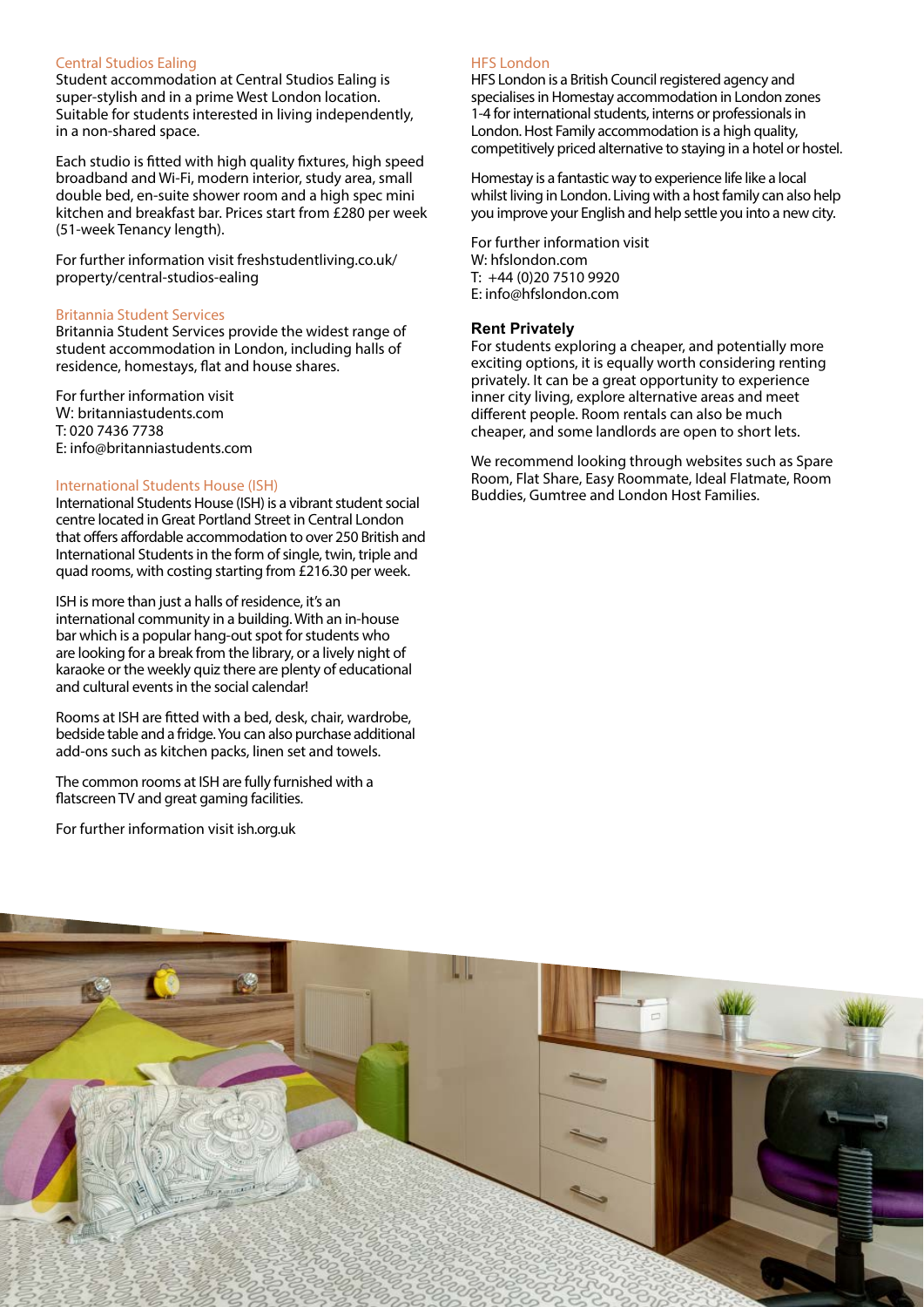### Central Studios Ealing

Student accommodation at Central Studios Ealing is super-stylish and in a prime West London location. Suitable for students interested in living independently, in a non-shared space.

Each studio is fitted with high quality fixtures, high speed broadband and Wi-Fi, modern interior, study area, small double bed, en-suite shower room and a high spec mini kitchen and breakfast bar. Prices start from £280 per week (51-week Tenancy length).

For further information visit freshstudentliving.co.uk/property/central-studios-ealing

### Britannia Student Services

Britannia Student Services provide the widest range of student accommodation in London, including halls of residence, homestays, flat and house shares.

For further information visit
W: britanniastudents.com
T: 020 7436 7738
E: info@britanniastudents.com

### International Students House (ISH)

International Students House (ISH) is a vibrant student social centre located in Great Portland Street in Central London that offers affordable accommodation to over 250 British and International Students in the form of single, twin, triple and quad rooms, with costing starting from £216.30 per week.

ISH is more than just a halls of residence, it's an international community in a building. With an in-house bar which is a popular hang-out spot for students who are looking for a break from the library, or a lively night of karaoke or the weekly quiz there are plenty of educational and cultural events in the social calendar!

Rooms at ISH are fitted with a bed, desk, chair, wardrobe, bedside table and a fridge. You can also purchase additional add-ons such as kitchen packs, linen set and towels.

The common rooms at ISH are fully furnished with a flatscreen TV and great gaming facilities.

For further information visit ish.org.uk

### HFS London

HFS London is a British Council registered agency and specialises in Homestay accommodation in London zones 1-4 for international students, interns or professionals in London. Host Family accommodation is a high quality, competitively priced alternative to staying in a hotel or hostel.

Homestay is a fantastic way to experience life like a local whilst living in London. Living with a host family can also help you improve your English and help settle you into a new city.

For further information visit
W: hfslondon.com
T: +44 (0)20 7510 9920
E: info@hfslondon.com

## Rent Privately

For students exploring a cheaper, and potentially more exciting options, it is equally worth considering renting privately. It can be a great opportunity to experience inner city living, explore alternative areas and meet different people. Room rentals can also be much cheaper, and some landlords are open to short lets.

We recommend looking through websites such as Spare Room, Flat Share, Easy Roommate, Ideal Flatmate, Room Buddies, Gumtree and London Host Families.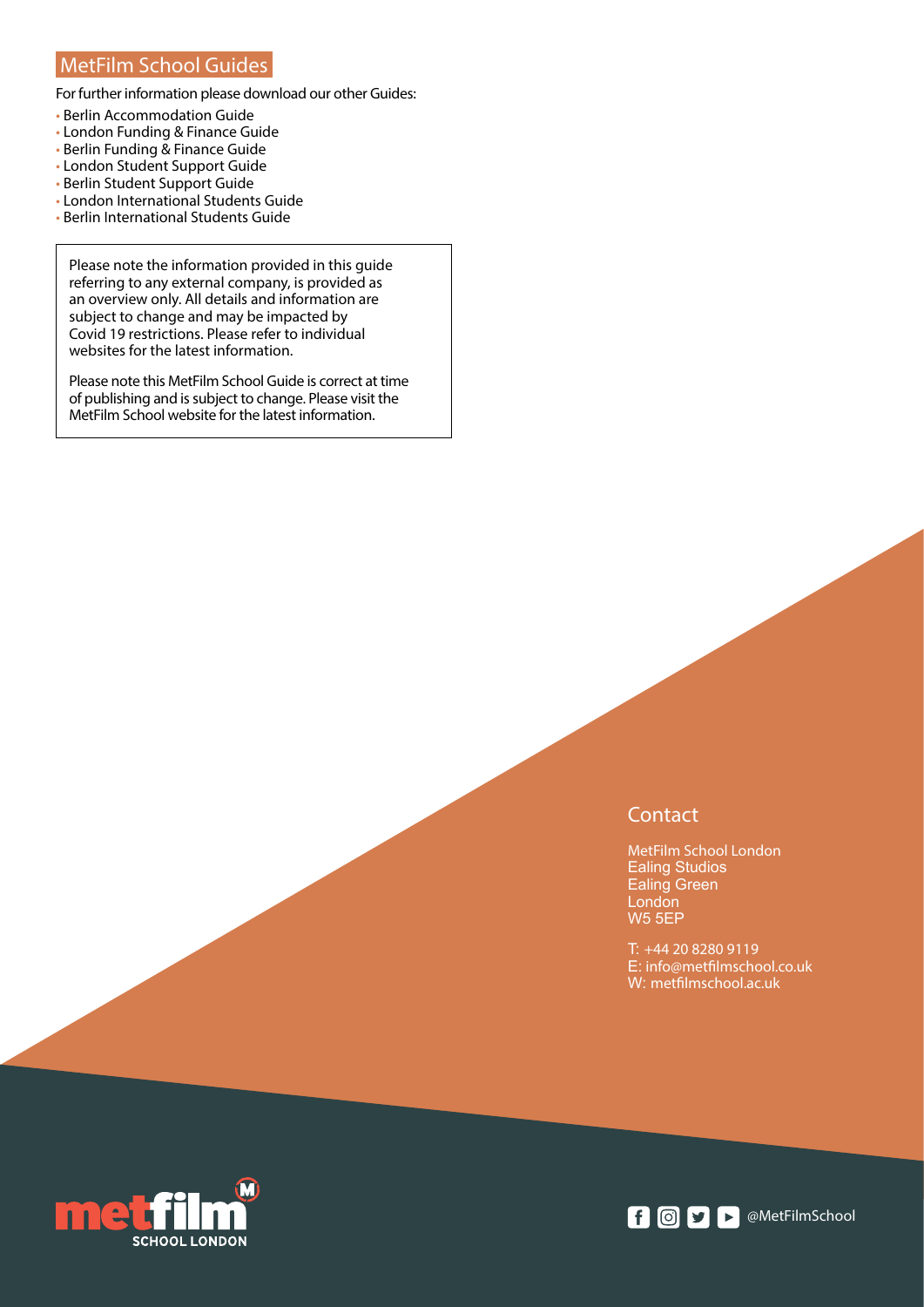## MetFilm School Guides

For further information please download our other Guides:

- Berlin Accommodation Guide
- London Funding & Finance Guide
- Berlin Funding & Finance Guide
- London Student Support Guide
- Berlin Student Support Guide
- London International Students Guide
- Berlin International Students Guide

Please note the information provided in this guide referring to any external company, is provided as an overview only. All details and information are subject to change and may be impacted by Covid 19 restrictions. Please refer to individual websites for the latest information.

Please note this MetFilm School Guide is correct at time of publishing and is subject to change. Please visit the MetFilm School website for the latest information.

## Contact

MetFilm School London
Ealing Studios
Ealing Green
London
W5 5EP

T: +44 20 8280 9119
E: info@metfilmschool.co.uk
W: metfilmschool.ac.uk

metfilm SCHOOL LONDON

@MetFilmSchool